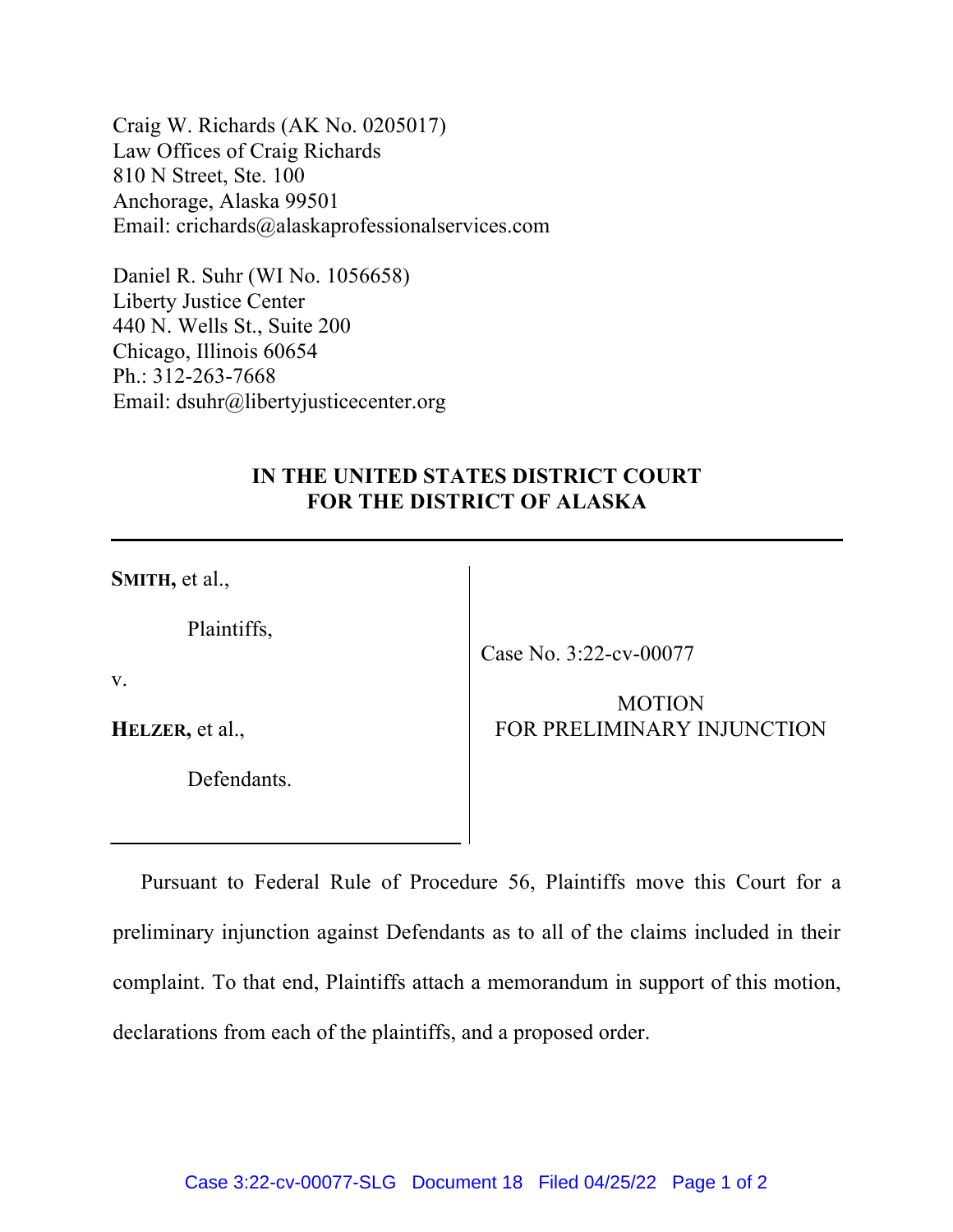Craig W. Richards (AK No. 0205017)
Law Offices of Craig Richards
810 N Street, Ste. 100
Anchorage, Alaska 99501
Email: crichards@alaskaprofessionalservices.com

Daniel R. Suhr (WI No. 1056658)
Liberty Justice Center
440 N. Wells St., Suite 200
Chicago, Illinois 60654
Ph.: 312-263-7668
Email: dsuhr@libertyjusticecenter.org

**IN THE UNITED STATES DISTRICT COURT**
**FOR THE DISTRICT OF ALASKA**

| | |
|---|---|
| **SMITH,** et al.,<br><br>Plaintiffs,<br><br>v.<br><br>**HELZER,** et al.,<br><br>Defendants. | Case No. 3:22-cv-00077<br><br>MOTION<br>FOR PRELIMINARY INJUNCTION |

Pursuant to Federal Rule of Procedure 56, Plaintiffs move this Court for a preliminary injunction against Defendants as to all of the claims included in their complaint. To that end, Plaintiffs attach a memorandum in support of this motion, declarations from each of the plaintiffs, and a proposed order.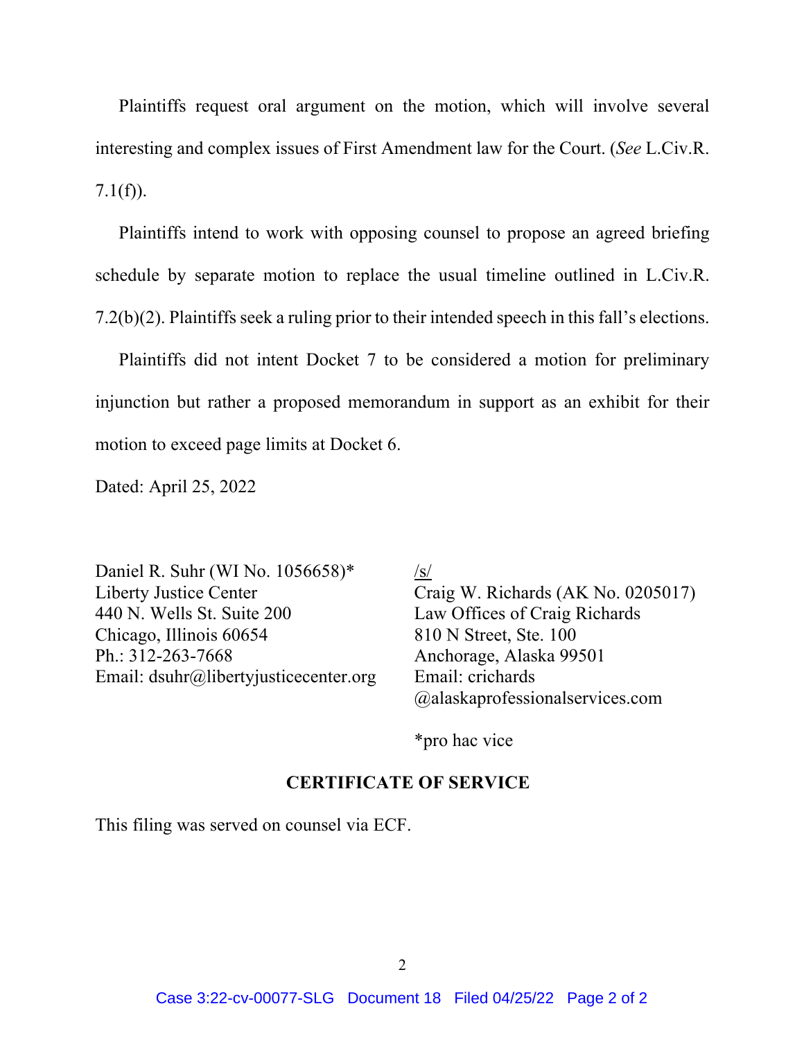Plaintiffs request oral argument on the motion, which will involve several interesting and complex issues of First Amendment law for the Court. (*See* L.Civ.R. 7.1(f)).

Plaintiffs intend to work with opposing counsel to propose an agreed briefing schedule by separate motion to replace the usual timeline outlined in L.Civ.R. 7.2(b)(2). Plaintiffs seek a ruling prior to their intended speech in this fall's elections.

Plaintiffs did not intent Docket 7 to be considered a motion for preliminary injunction but rather a proposed memorandum in support as an exhibit for their motion to exceed page limits at Docket 6.

Dated: April 25, 2022

Daniel R. Suhr (WI No. 1056658)*
Liberty Justice Center
440 N. Wells St. Suite 200
Chicago, Illinois 60654
Ph.: 312-263-7668
Email: dsuhr@libertyjusticecenter.org

/s/
Craig W. Richards (AK No. 0205017)
Law Offices of Craig Richards
810 N Street, Ste. 100
Anchorage, Alaska 99501
Email: crichards@alaskaprofessionalservices.com

*pro hac vice

**CERTIFICATE OF SERVICE**

This filing was served on counsel via ECF.